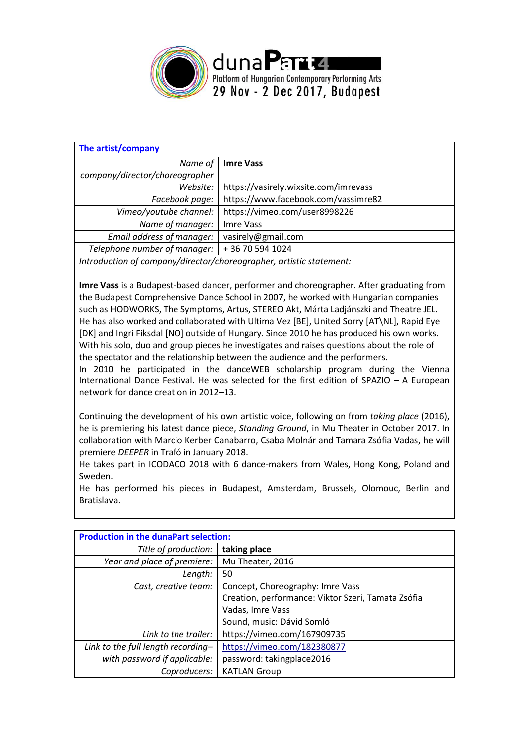dunaPart4
Platform of Hungarian Contemporary Performing Arts
29 Nov - 2 Dec 2017, Budapest

| The artist/company | |
|---|---|
| *Name of company/director/choreographer* | **Imre Vass** |
| *Website:* | https://vasirely.wixsite.com/imrevass |
| *Facebook page:* | https://www.facebook.com/vassimre82 |
| *Vimeo/youtube channel:* | https://vimeo.com/user8998226 |
| *Name of manager:* | Imre Vass |
| *Email address of manager:* | vasirely@gmail.com |
| *Telephone number of manager:* | + 36 70 594 1024 |

*Introduction of company/director/choreographer, artistic statement:*

**Imre Vass** is a Budapest-based dancer, performer and choreographer. After graduating from the Budapest Comprehensive Dance School in 2007, he worked with Hungarian companies such as HODWORKS, The Symptoms, Artus, STEREO Akt, Márta Ladjánszki and Theatre JEL. He has also worked and collaborated with Ultima Vez [BE], United Sorry [AT\NL], Rapid Eye [DK] and Ingri Fiksdal [NO] outside of Hungary. Since 2010 he has produced his own works. With his solo, duo and group pieces he investigates and raises questions about the role of the spectator and the relationship between the audience and the performers.
In 2010 he participated in the danceWEB scholarship program during the Vienna International Dance Festival. He was selected for the first edition of SPAZIO – A European network for dance creation in 2012–13.

Continuing the development of his own artistic voice, following on from *taking place* (2016), he is premiering his latest dance piece, *Standing Ground*, in Mu Theater in October 2017. In collaboration with Marcio Kerber Canabarro, Csaba Molnár and Tamara Zsófia Vadas, he will premiere *DEEPER* in Trafó in January 2018.
He takes part in ICODACO 2018 with 6 dance-makers from Wales, Hong Kong, Poland and Sweden.
He has performed his pieces in Budapest, Amsterdam, Brussels, Olomouc, Berlin and Bratislava.

| Production in the dunaPart selection: | |
|---|---|
| *Title of production:* | **taking place** |
| *Year and place of premiere:* | Mu Theater, 2016 |
| *Length:* | 50 |
| *Cast, creative team:* | Concept, Choreography: Imre Vass<br>Creation, performance: Viktor Szeri, Tamata Zsófia Vadas, Imre Vass<br>Sound, music: Dávid Somló |
| *Link to the trailer:* | https://vimeo.com/167909735 |
| *Link to the full length recording– with password if applicable:* | https://vimeo.com/182380877<br>password: takingplace2016 |
| *Coproducers:* | KATLAN Group |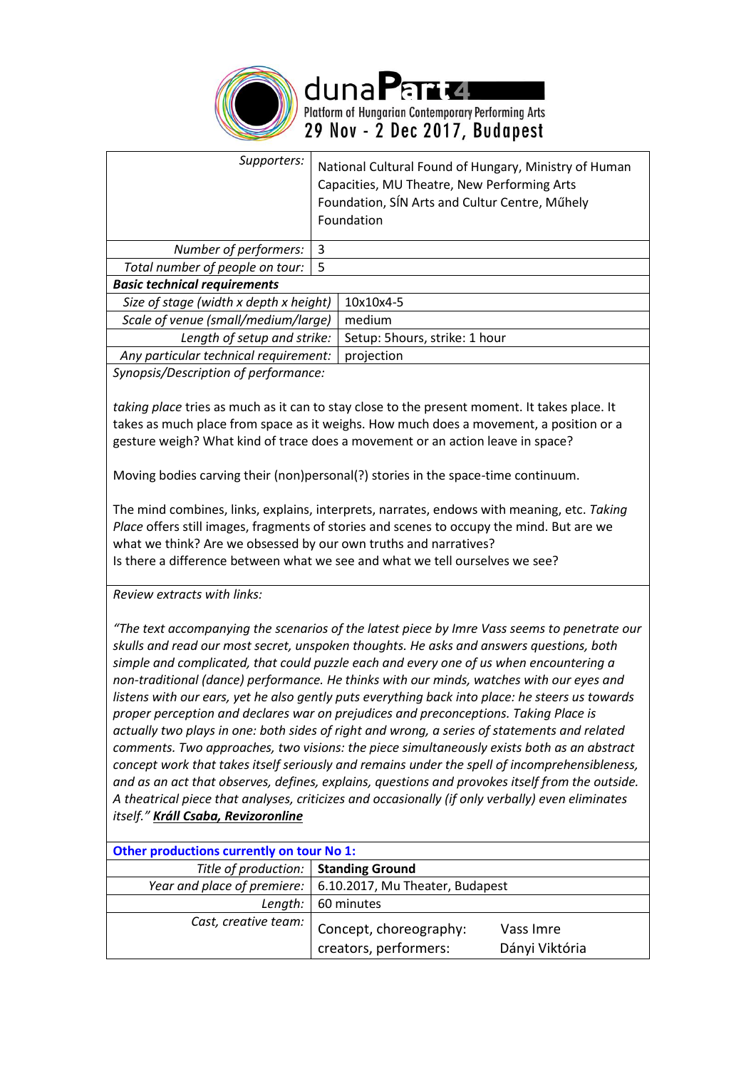dunaPart4
Platform of Hungarian Contemporary Performing Arts
29 Nov - 2 Dec 2017, Budapest

| | |
|---|---|
| *Supporters:* | National Cultural Found of Hungary, Ministry of Human Capacities, MU Theatre, New Performing Arts Foundation, SÍN Arts and Cultur Centre, Műhely Foundation |
| *Number of performers:* | 3 |
| *Total number of people on tour:* | 5 |
| ***Basic technical requirements*** | |
| *Size of stage (width x depth x height)* | 10x10x4-5 |
| *Scale of venue (small/medium/large)* | medium |
| *Length of setup and strike:* | Setup: 5hours, strike: 1 hour |
| *Any particular technical requirement:* | projection |

*Synopsis/Description of performance:*

*taking place* tries as much as it can to stay close to the present moment. It takes place. It takes as much place from space as it weighs. How much does a movement, a position or a gesture weigh? What kind of trace does a movement or an action leave in space?

Moving bodies carving their (non)personal(?) stories in the space-time continuum.

The mind combines, links, explains, interprets, narrates, endows with meaning, etc. *Taking Place* offers still images, fragments of stories and scenes to occupy the mind. But are we what we think? Are we obsessed by our own truths and narratives?
Is there a difference between what we see and what we tell ourselves we see?

*Review extracts with links:*

*"The text accompanying the scenarios of the latest piece by Imre Vass seems to penetrate our skulls and read our most secret, unspoken thoughts. He asks and answers questions, both simple and complicated, that could puzzle each and every one of us when encountering a non-traditional (dance) performance. He thinks with our minds, watches with our eyes and listens with our ears, yet he also gently puts everything back into place: he steers us towards proper perception and declares war on prejudices and preconceptions. Taking Place is actually two plays in one: both sides of right and wrong, a series of statements and related comments. Two approaches, two visions: the piece simultaneously exists both as an abstract concept work that takes itself seriously and remains under the spell of incomprehensibleness, and as an act that observes, defines, explains, questions and provokes itself from the outside. A theatrical piece that analyses, criticizes and occasionally (if only verbally) even eliminates itself."* ***Králl Csaba, Revizoronline***

| **Other productions currently on tour No 1:** | | |
|---|---|---|
| *Title of production:* | **Standing Ground** | |
| *Year and place of premiere:* | 6.10.2017, Mu Theater, Budapest | |
| *Length:* | 60 minutes | |
| *Cast, creative team:* | Concept, choreography:<br>creators, performers: | Vass Imre<br>Dányi Viktória |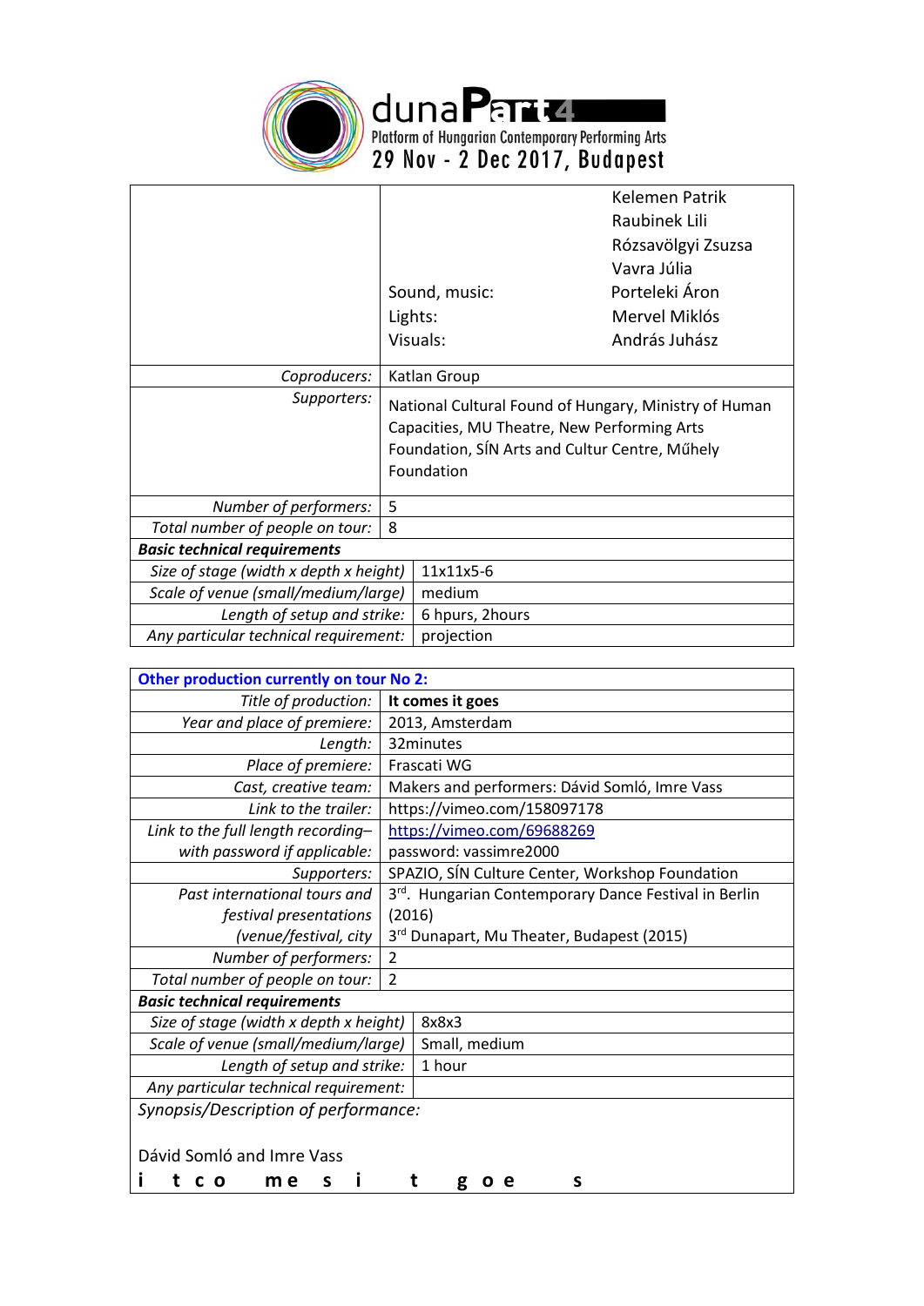# dunaPart4

Platform of Hungarian Contemporary Performing Arts
29 Nov - 2 Dec 2017, Budapest

| | | |
|---|---|---|
| | | Kelemen Patrik<br>Raubinek Lili<br>Rózsavölgyi Zsuzsa<br>Vavra Júlia |
| | Sound, music: | Porteleki Áron |
| | Lights: | Mervel Miklós |
| | Visuals: | András Juhász |
| *Coproducers:* | Katlan Group | |
| *Supporters:* | National Cultural Found of Hungary, Ministry of Human Capacities, MU Theatre, New Performing Arts Foundation, SÍN Arts and Cultur Centre, Műhely Foundation | |
| *Number of performers:* | 5 | |
| *Total number of people on tour:* | 8 | |
| ***Basic technical requirements*** | | |
| *Size of stage (width x depth x height)* | 11x11x5-6 | |
| *Scale of venue (small/medium/large)* | medium | |
| *Length of setup and strike:* | 6 hpurs, 2hours | |
| *Any particular technical requirement:* | projection | |

| **Other production currently on tour No 2:** | |
|---|---|
| *Title of production:* | **It comes it goes** |
| *Year and place of premiere:* | 2013, Amsterdam |
| *Length:* | 32minutes |
| *Place of premiere:* | Frascati WG |
| *Cast, creative team:* | Makers and performers: Dávid Somló, Imre Vass |
| *Link to the trailer:* | https://vimeo.com/158097178 |
| *Link to the full length recording– with password if applicable:* | https://vimeo.com/69688269<br>password: vassimre2000 |
| *Supporters:* | SPAZIO, SÍN Culture Center, Workshop Foundation |
| *Past international tours and festival presentations (venue/festival, city* | 3rd. Hungarian Contemporary Dance Festival in Berlin (2016)<br>3rd Dunapart, Mu Theater, Budapest (2015) |
| *Number of performers:* | 2 |
| *Total number of people on tour:* | 2 |
| ***Basic technical requirements*** | |
| *Size of stage (width x depth x height)* | 8x8x3 |
| *Scale of venue (small/medium/large)* | Small, medium |
| *Length of setup and strike:* | 1 hour |
| *Any particular technical requirement:* | |

*Synopsis/Description of performance:*

Dávid Somló and Imre Vass

**i t co me s i t g oe s**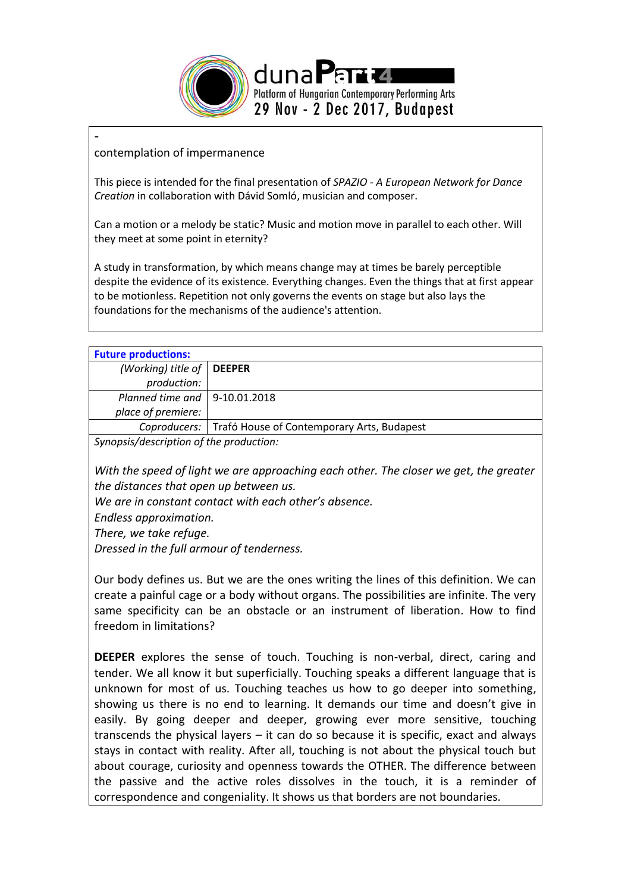-

contemplation of impermanence

This piece is intended for the final presentation of *SPAZIO - A European Network for Dance Creation* in collaboration with Dávid Somló, musician and composer.

Can a motion or a melody be static? Music and motion move in parallel to each other. Will they meet at some point in eternity?

A study in transformation, by which means change may at times be barely perceptible despite the evidence of its existence. Everything changes. Even the things that at first appear to be motionless. Repetition not only governs the events on stage but also lays the foundations for the mechanisms of the audience's attention.

| **Future productions:** | |
|---|---|
| *(Working) title of production:* | **DEEPER** |
| *Planned time and place of premiere:* | 9-10.01.2018 |
| *Coproducers:* | Trafó House of Contemporary Arts, Budapest |

*Synopsis/description of the production:*

*With the speed of light we are approaching each other. The closer we get, the greater the distances that open up between us.*
*We are in constant contact with each other's absence.*
*Endless approximation.*
*There, we take refuge.*
*Dressed in the full armour of tenderness.*

Our body defines us. But we are the ones writing the lines of this definition. We can create a painful cage or a body without organs. The possibilities are infinite. The very same specificity can be an obstacle or an instrument of liberation. How to find freedom in limitations?

**DEEPER** explores the sense of touch. Touching is non-verbal, direct, caring and tender. We all know it but superficially. Touching speaks a different language that is unknown for most of us. Touching teaches us how to go deeper into something, showing us there is no end to learning. It demands our time and doesn't give in easily. By going deeper and deeper, growing ever more sensitive, touching transcends the physical layers – it can do so because it is specific, exact and always stays in contact with reality. After all, touching is not about the physical touch but about courage, curiosity and openness towards the OTHER. The difference between the passive and the active roles dissolves in the touch, it is a reminder of correspondence and congeniality. It shows us that borders are not boundaries.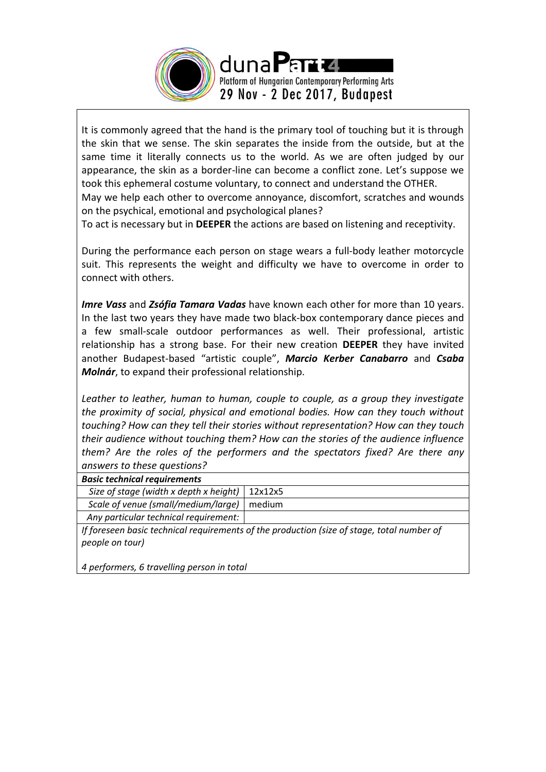It is commonly agreed that the hand is the primary tool of touching but it is through the skin that we sense. The skin separates the inside from the outside, but at the same time it literally connects us to the world. As we are often judged by our appearance, the skin as a border-line can become a conflict zone. Let's suppose we took this ephemeral costume voluntary, to connect and understand the OTHER.
May we help each other to overcome annoyance, discomfort, scratches and wounds on the psychical, emotional and psychological planes?
To act is necessary but in **DEEPER** the actions are based on listening and receptivity.

During the performance each person on stage wears a full-body leather motorcycle suit. This represents the weight and difficulty we have to overcome in order to connect with others.

***Imre Vass*** and ***Zsófia Tamara Vadas*** have known each other for more than 10 years. In the last two years they have made two black-box contemporary dance pieces and a few small-scale outdoor performances as well. Their professional, artistic relationship has a strong base. For their new creation **DEEPER** they have invited another Budapest-based "artistic couple", ***Marcio Kerber Canabarro*** and ***Csaba Molnár***, to expand their professional relationship.

*Leather to leather, human to human, couple to couple, as a group they investigate the proximity of social, physical and emotional bodies. How can they touch without touching? How can they tell their stories without representation? How can they touch their audience without touching them? How can the stories of the audience influence them? Are the roles of the performers and the spectators fixed? Are there any answers to these questions?*

| ***Basic technical requirements*** | |
|---|---|
| *Size of stage (width x depth x height)* | 12x12x5 |
| *Scale of venue (small/medium/large)* | medium |
| *Any particular technical requirement:* | |

*If foreseen basic technical requirements of the production (size of stage, total number of people on tour)*

*4 performers, 6 travelling person in total*